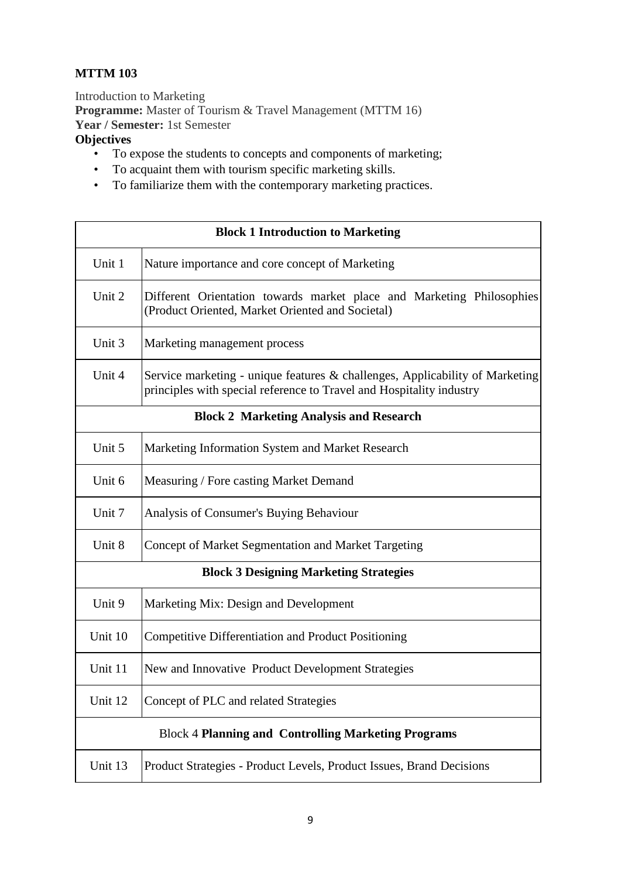**MTTM 103**

Introduction to Marketing

**Programme:** Master of Tourism & Travel Management (MTTM 16)

**Year / Semester:** 1st Semester

**Objectives**

- To expose the students to concepts and components of marketing;
- To acquaint them with tourism specific marketing skills.
- To familiarize them with the contemporary marketing practices.

| **Block 1 Introduction to Marketing** | |
|---|---|
| Unit 1 | Nature importance and core concept of Marketing |
| Unit 2 | Different Orientation towards market place and Marketing Philosophies (Product Oriented, Market Oriented and Societal) |
| Unit 3 | Marketing management process |
| Unit 4 | Service marketing - unique features & challenges, Applicability of Marketing principles with special reference to Travel and Hospitality industry |
| **Block 2 Marketing Analysis and Research** | |
| Unit 5 | Marketing Information System and Market Research |
| Unit 6 | Measuring / Fore casting Market Demand |
| Unit 7 | Analysis of Consumer's Buying Behaviour |
| Unit 8 | Concept of Market Segmentation and Market Targeting |
| **Block 3 Designing Marketing Strategies** | |
| Unit 9 | Marketing Mix: Design and Development |
| Unit 10 | Competitive Differentiation and Product Positioning |
| Unit 11 | New and Innovative Product Development Strategies |
| Unit 12 | Concept of PLC and related Strategies |
| Block 4 **Planning and Controlling Marketing Programs** | |
| Unit 13 | Product Strategies - Product Levels, Product Issues, Brand Decisions |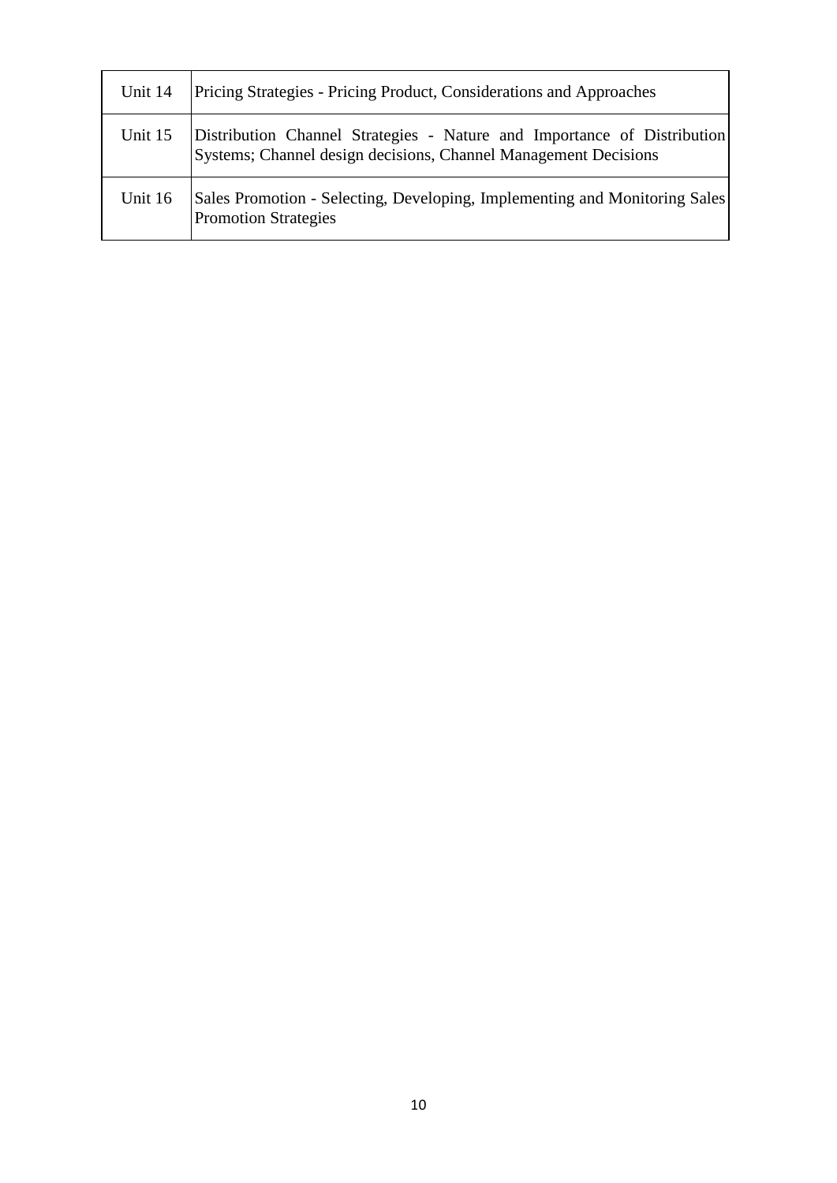| | |
|---|---|
| Unit 14 | Pricing Strategies - Pricing Product, Considerations and Approaches |
| Unit 15 | Distribution Channel Strategies - Nature and Importance of Distribution Systems; Channel design decisions, Channel Management Decisions |
| Unit 16 | Sales Promotion - Selecting, Developing, Implementing and Monitoring Sales Promotion Strategies |